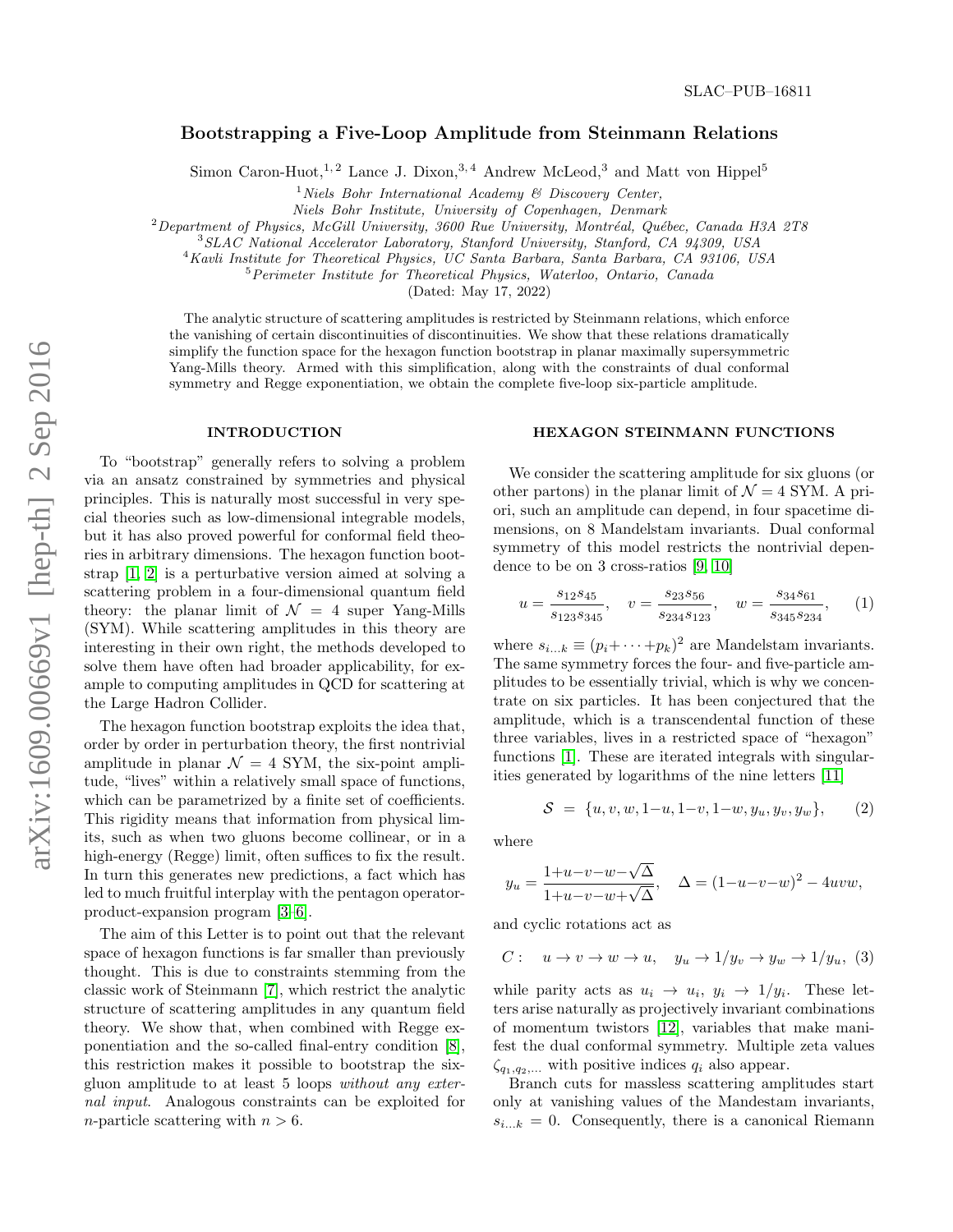SLAC–PUB–16811

# Bootstrapping a Five-Loop Amplitude from Steinmann Relations

Simon Caron-Huot,[1,2] Lance J. Dixon,[3,4] Andrew McLeod,[3] and Matt von Hippel[5]

[1] *Niels Bohr International Academy & Discovery Center, Niels Bohr Institute, University of Copenhagen, Denmark*
[2] *Department of Physics, McGill University, 3600 Rue University, Montréal, Québec, Canada H3A 2T8*
[3] *SLAC National Accelerator Laboratory, Stanford University, Stanford, CA 94309, USA*
[4] *Kavli Institute for Theoretical Physics, UC Santa Barbara, Santa Barbara, CA 93106, USA*
[5] *Perimeter Institute for Theoretical Physics, Waterloo, Ontario, Canada*

(Dated: May 17, 2022)

The analytic structure of scattering amplitudes is restricted by Steinmann relations, which enforce the vanishing of certain discontinuities of discontinuities. We show that these relations dramatically simplify the function space for the hexagon function bootstrap in planar maximally supersymmetric Yang-Mills theory. Armed with this simplification, along with the constraints of dual conformal symmetry and Regge exponentiation, we obtain the complete five-loop six-particle amplitude.

## INTRODUCTION

To "bootstrap" generally refers to solving a problem via an ansatz constrained by symmetries and physical principles. This is naturally most successful in very special theories such as low-dimensional integrable models, but it has also proved powerful for conformal field theories in arbitrary dimensions. The hexagon function bootstrap [1, 2] is a perturbative version aimed at solving a scattering problem in a four-dimensional quantum field theory: the planar limit of $\mathcal{N} = 4$ super Yang-Mills (SYM). While scattering amplitudes in this theory are interesting in their own right, the methods developed to solve them have often had broader applicability, for example to computing amplitudes in QCD for scattering at the Large Hadron Collider.

The hexagon function bootstrap exploits the idea that, order by order in perturbation theory, the first nontrivial amplitude in planar $\mathcal{N} = 4$ SYM, the six-point amplitude, "lives" within a relatively small space of functions, which can be parametrized by a finite set of coefficients. This rigidity means that information from physical limits, such as when two gluons become collinear, or in a high-energy (Regge) limit, often suffices to fix the result. In turn this generates new predictions, a fact which has led to much fruitful interplay with the pentagon operator-product-expansion program [3–6].

The aim of this Letter is to point out that the relevant space of hexagon functions is far smaller than previously thought. This is due to constraints stemming from the classic work of Steinmann [7], which restrict the analytic structure of scattering amplitudes in any quantum field theory. We show that, when combined with Regge exponentiation and the so-called final-entry condition [8], this restriction makes it possible to bootstrap the six-gluon amplitude to at least 5 loops *without any external input*. Analogous constraints can be exploited for $n$-particle scattering with $n > 6$.

## HEXAGON STEINMANN FUNCTIONS

We consider the scattering amplitude for six gluons (or other partons) in the planar limit of $\mathcal{N} = 4$ SYM. A priori, such an amplitude can depend, in four spacetime dimensions, on 8 Mandelstam invariants. Dual conformal symmetry of this model restricts the nontrivial dependence to be on 3 cross-ratios [9, 10]

$$u = \frac{s_{12}s_{45}}{s_{123}s_{345}}, \quad v = \frac{s_{23}s_{56}}{s_{234}s_{123}}, \quad w = \frac{s_{34}s_{61}}{s_{345}s_{234}}, \qquad (1)$$

where $s_{i...k} \equiv (p_i + \cdots + p_k)^2$ are Mandelstam invariants. The same symmetry forces the four- and five-particle amplitudes to be essentially trivial, which is why we concentrate on six particles. It has been conjectured that the amplitude, which is a transcendental function of these three variables, lives in a restricted space of "hexagon" functions [1]. These are iterated integrals with singularities generated by logarithms of the nine letters [11]

$$\mathcal{S} \;=\; \{u, v, w, 1-u, 1-v, 1-w, y_u, y_v, y_w\}, \qquad (2)$$

where

$$y_u = \frac{1+u-v-w-\sqrt{\Delta}}{1+u-v-w+\sqrt{\Delta}}, \quad \Delta = (1-u-v-w)^2 - 4uvw,$$

and cyclic rotations act as

$$C: \quad u \to v \to w \to u, \quad y_u \to 1/y_v \to y_w \to 1/y_u, \qquad (3)$$

while parity acts as $u_i \to u_i$, $y_i \to 1/y_i$. These letters arise naturally as projectively invariant combinations of momentum twistors [12], variables that make manifest the dual conformal symmetry. Multiple zeta values $\zeta_{q_1,q_2,\ldots}$ with positive indices $q_i$ also appear.

Branch cuts for massless scattering amplitudes start only at vanishing values of the Mandestam invariants, $s_{i...k} = 0$. Consequently, there is a canonical Riemann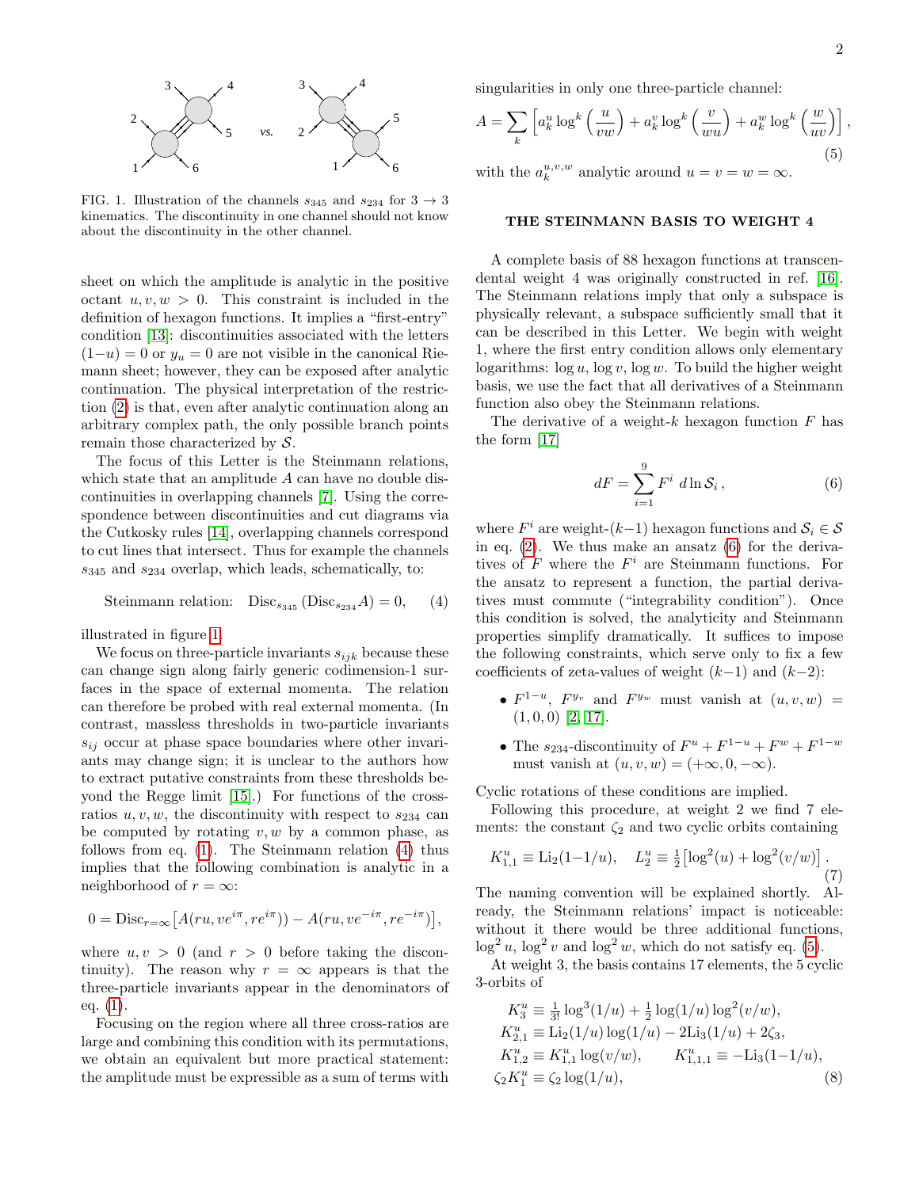FIG. 1. Illustration of the channels $s_{345}$ and $s_{234}$ for $3 \to 3$ kinematics. The discontinuity in one channel should not know about the discontinuity in the other channel.

sheet on which the amplitude is analytic in the positive octant $u, v, w > 0$. This constraint is included in the definition of hexagon functions. It implies a "first-entry" condition [13]: discontinuities associated with the letters $(1-u) = 0$ or $y_u = 0$ are not visible in the canonical Riemann sheet; however, they can be exposed after analytic continuation. The physical interpretation of the restriction (2) is that, even after analytic continuation along an arbitrary complex path, the only possible branch points remain those characterized by $\mathcal{S}$.

The focus of this Letter is the Steinmann relations, which state that an amplitude $A$ can have no double discontinuities in overlapping channels [7]. Using the correspondence between discontinuities and cut diagrams via the Cutkosky rules [14], overlapping channels correspond to cut lines that intersect. Thus for example the channels $s_{345}$ and $s_{234}$ overlap, which leads, schematically, to:

$$\text{Steinmann relation:} \quad \text{Disc}_{s_{345}}\left(\text{Disc}_{s_{234}} A\right) = 0, \tag{4}$$

illustrated in figure 1.

We focus on three-particle invariants $s_{ijk}$ because these can change sign along fairly generic codimension-1 surfaces in the space of external momenta. The relation can therefore be probed with real external momenta. (In contrast, massless thresholds in two-particle invariants $s_{ij}$ occur at phase space boundaries where other invariants may change sign; it is unclear to the authors how to extract putative constraints from these thresholds beyond the Regge limit [15].) For functions of the cross-ratios $u, v, w$, the discontinuity with respect to $s_{234}$ can be computed by rotating $v, w$ by a common phase, as follows from eq. (1). The Steinmann relation (4) thus implies that the following combination is analytic in a neighborhood of $r = \infty$:

$$0 = \text{Disc}_{r=\infty}\left[A(ru, ve^{i\pi}, re^{i\pi})) - A(ru, ve^{-i\pi}, re^{-i\pi})\right],$$

where $u, v > 0$ (and $r > 0$ before taking the discontinuity). The reason why $r = \infty$ appears is that the three-particle invariants appear in the denominators of eq. (1).

Focusing on the region where all three cross-ratios are large and combining this condition with its permutations, we obtain an equivalent but more practical statement: the amplitude must be expressible as a sum of terms with singularities in only one three-particle channel:

$$A = \sum_k \left[a_k^u \log^k\left(\frac{u}{vw}\right) + a_k^v \log^k\left(\frac{v}{wu}\right) + a_k^w \log^k\left(\frac{w}{uv}\right)\right], \tag{5}$$

with the $a_k^{u,v,w}$ analytic around $u = v = w = \infty$.

## THE STEINMANN BASIS TO WEIGHT 4

A complete basis of 88 hexagon functions at transcendental weight 4 was originally constructed in ref. [16]. The Steinmann relations imply that only a subspace is physically relevant, a subspace sufficiently small that it can be described in this Letter. We begin with weight 1, where the first entry condition allows only elementary logarithms: $\log u, \log v, \log w$. To build the higher weight basis, we use the fact that all derivatives of a Steinmann function also obey the Steinmann relations.

The derivative of a weight-$k$ hexagon function $F$ has the form [17]

$$dF = \sum_{i=1}^{9} F^i \; d\ln \mathcal{S}_i\,, \tag{6}$$

where $F^i$ are weight-$(k-1)$ hexagon functions and $\mathcal{S}_i \in \mathcal{S}$ in eq. (2). We thus make an ansatz (6) for the derivatives of $F$ where the $F^i$ are Steinmann functions. For the ansatz to represent a function, the partial derivatives must commute ("integrability condition"). Once this condition is solved, the analyticity and Steinmann properties simplify dramatically. It suffices to impose the following constraints, which serve only to fix a few coefficients of zeta-values of weight $(k-1)$ and $(k-2)$:

- $F^{1-u}$, $F^{y_v}$ and $F^{y_w}$ must vanish at $(u, v, w) = (1, 0, 0)$ [2, 17].
- The $s_{234}$-discontinuity of $F^u + F^{1-u} + F^w + F^{1-w}$ must vanish at $(u, v, w) = (+\infty, 0, -\infty)$.

Cyclic rotations of these conditions are implied.

Following this procedure, at weight 2 we find 7 elements: the constant $\zeta_2$ and two cyclic orbits containing

$$K_{1,1}^u \equiv \text{Li}_2(1-1/u), \quad L_2^u \equiv \tfrac{1}{2}\left[\log^2(u) + \log^2(v/w)\right]. \tag{7}$$

The naming convention will be explained shortly. Already, the Steinmann relations' impact is noticeable: without it there would be three additional functions, $\log^2 u$, $\log^2 v$ and $\log^2 w$, which do not satisfy eq. (5).

At weight 3, the basis contains 17 elements, the 5 cyclic 3-orbits of

$$\begin{aligned}
K_3^u &\equiv \tfrac{1}{3!}\log^3(1/u) + \tfrac{1}{2}\log(1/u)\log^2(v/w), \\
K_{2,1}^u &\equiv \text{Li}_2(1/u)\log(1/u) - 2\text{Li}_3(1/u) + 2\zeta_3, \\
K_{1,2}^u &\equiv K_{1,1}^u \log(v/w), \qquad K_{1,1,1}^u \equiv -\text{Li}_3(1-1/u), \\
\zeta_2 K_1^u &\equiv \zeta_2 \log(1/u),
\end{aligned} \tag{8}$$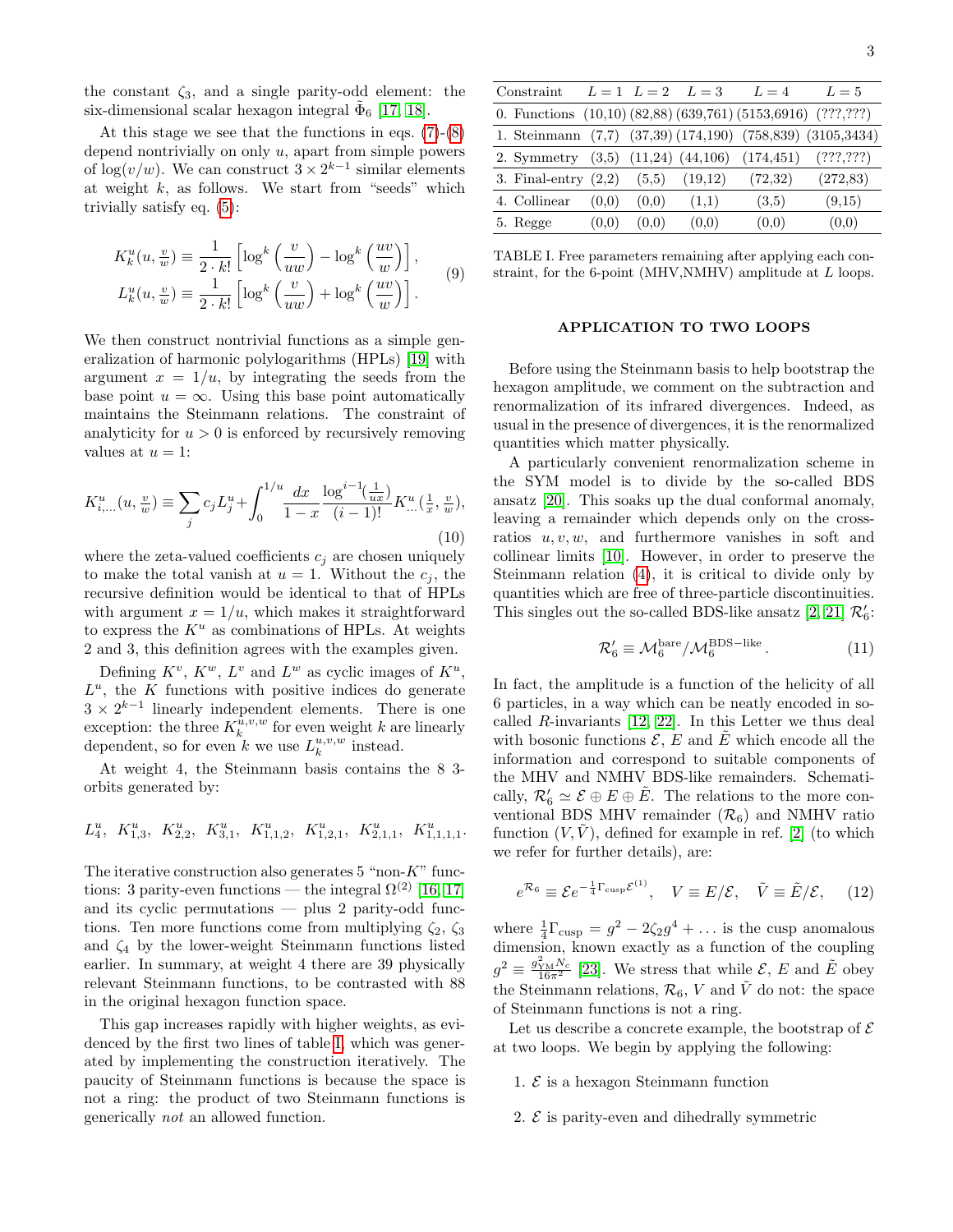the constant $\zeta_3$, and a single parity-odd element: the six-dimensional scalar hexagon integral $\tilde{\Phi}_6$ [17, 18].

At this stage we see that the functions in eqs. (7)-(8) depend nontrivially on only $u$, apart from simple powers of $\log(v/w)$. We can construct $3\times 2^{k-1}$ similar elements at weight $k$, as follows. We start from "seeds" which trivially satisfy eq. (5):

$$
\begin{aligned}
K^u_k(u,\tfrac{v}{w}) &\equiv \frac{1}{2\cdot k!}\left[\log^k\left(\frac{v}{uw}\right) - \log^k\left(\frac{uv}{w}\right)\right],\\
L^u_k(u,\tfrac{v}{w}) &\equiv \frac{1}{2\cdot k!}\left[\log^k\left(\frac{v}{uw}\right) + \log^k\left(\frac{uv}{w}\right)\right].
\end{aligned}
\tag{9}
$$

We then construct nontrivial functions as a simple generalization of harmonic polylogarithms (HPLs) [19] with argument $x = 1/u$, by integrating the seeds from the base point $u=\infty$. Using this base point automatically maintains the Steinmann relations. The constraint of analyticity for $u>0$ is enforced by recursively removing values at $u=1$:

$$
K^u_{i,\ldots}(u,\tfrac{v}{w}) \equiv \sum_j c_j L^u_j + \int_0^{1/u} \frac{dx}{1-x}\frac{\log^{i-1}(\frac{1}{ux})}{(i-1)!} K^u_{\ldots}(\tfrac{1}{x},\tfrac{v}{w}),
\tag{10}
$$

where the zeta-valued coefficients $c_j$ are chosen uniquely to make the total vanish at $u=1$. Without the $c_j$, the recursive definition would be identical to that of HPLs with argument $x=1/u$, which makes it straightforward to express the $K^u$ as combinations of HPLs. At weights 2 and 3, this definition agrees with the examples given.

Defining $K^v$, $K^w$, $L^v$ and $L^w$ as cyclic images of $K^u$, $L^u$, the $K$ functions with positive indices do generate $3\times 2^{k-1}$ linearly independent elements. There is one exception: the three $K^{u,v,w}_k$ for even weight $k$ are linearly dependent, so for even $k$ we use $L^{u,v,w}_k$ instead.

At weight 4, the Steinmann basis contains the 8 3-orbits generated by:

$$
L^u_4,\ K^u_{1,3},\ K^u_{2,2},\ K^u_{3,1},\ K^u_{1,1,2},\ K^u_{1,2,1},\ K^u_{2,1,1},\ K^u_{1,1,1,1}.
$$

The iterative construction also generates 5 "non-$K$" functions: 3 parity-even functions — the integral $\Omega^{(2)}$ [16, 17] and its cyclic permutations — plus 2 parity-odd functions. Ten more functions come from multiplying $\zeta_2$, $\zeta_3$ and $\zeta_4$ by the lower-weight Steinmann functions listed earlier. In summary, at weight 4 there are 39 physically relevant Steinmann functions, to be contrasted with 88 in the original hexagon function space.

This gap increases rapidly with higher weights, as evidenced by the first two lines of table I, which was generated by implementing the construction iteratively. The paucity of Steinmann functions is because the space is not a ring: the product of two Steinmann functions is generically *not* an allowed function.

| Constraint | $L=1$ | $L=2$ | $L=3$ | $L=4$ | $L=5$ |
|---|---|---|---|---|---|
| 0. Functions | (10,10) | (82,88) | (639,761) | (5153,6916) | (???,???) |
| 1. Steinmann | (7,7) | (37,39) | (174,190) | (758,839) | (3105,3434) |
| 2. Symmetry | (3,5) | (11,24) | (44,106) | (174,451) | (???,???) |
| 3. Final-entry | (2,2) | (5,5) | (19,12) | (72,32) | (272,83) |
| 4. Collinear | (0,0) | (0,0) | (1,1) | (3,5) | (9,15) |
| 5. Regge | (0,0) | (0,0) | (0,0) | (0,0) | (0,0) |

TABLE I. Free parameters remaining after applying each constraint, for the 6-point (MHV,NMHV) amplitude at $L$ loops.

## APPLICATION TO TWO LOOPS

Before using the Steinmann basis to help bootstrap the hexagon amplitude, we comment on the subtraction and renormalization of its infrared divergences. Indeed, as usual in the presence of divergences, it is the renormalized quantities which matter physically.

A particularly convenient renormalization scheme in the SYM model is to divide by the so-called BDS ansatz [20]. This soaks up the dual conformal anomaly, leaving a remainder which depends only on the cross-ratios $u,v,w$, and furthermore vanishes in soft and collinear limits [10]. However, in order to preserve the Steinmann relation (4), it is critical to divide only by quantities which are free of three-particle discontinuities. This singles out the so-called BDS-like ansatz [2, 21] $\mathcal{R}'_6$:

$$
\mathcal{R}'_6 \equiv \mathcal{M}^{\rm bare}_6/\mathcal{M}^{\rm BDS-like}_6\,.
\tag{11}
$$

In fact, the amplitude is a function of the helicity of all 6 particles, in a way which can be neatly encoded in so-called $R$-invariants [12, 22]. In this Letter we thus deal with bosonic functions $\mathcal{E}$, $E$ and $\tilde{E}$ which encode all the information and correspond to suitable components of the MHV and NMHV BDS-like remainders. Schematically, $\mathcal{R}'_6 \simeq \mathcal{E}\oplus E\oplus\tilde{E}$. The relations to the more conventional BDS MHV remainder ($\mathcal{R}_6$) and NMHV ratio function $(V,\tilde{V})$, defined for example in ref. [2] (to which we refer for further details), are:

$$
e^{\mathcal{R}_6} \equiv \mathcal{E}e^{-\frac{1}{4}\Gamma_{\rm cusp}\mathcal{E}^{(1)}},\quad V\equiv E/\mathcal{E},\quad \tilde{V}\equiv\tilde{E}/\mathcal{E},
\tag{12}
$$

where $\frac{1}{4}\Gamma_{\rm cusp} = g^2 - 2\zeta_2 g^4 + \ldots$ is the cusp anomalous dimension, known exactly as a function of the coupling $g^2 \equiv \frac{g^2_{\rm YM}N_c}{16\pi^2}$ [23]. We stress that while $\mathcal{E}$, $E$ and $\tilde{E}$ obey the Steinmann relations, $\mathcal{R}_6$, $V$ and $\tilde{V}$ do not: the space of Steinmann functions is not a ring.

Let us describe a concrete example, the bootstrap of $\mathcal{E}$ at two loops. We begin by applying the following:

1. $\mathcal{E}$ is a hexagon Steinmann function
2. $\mathcal{E}$ is parity-even and dihedrally symmetric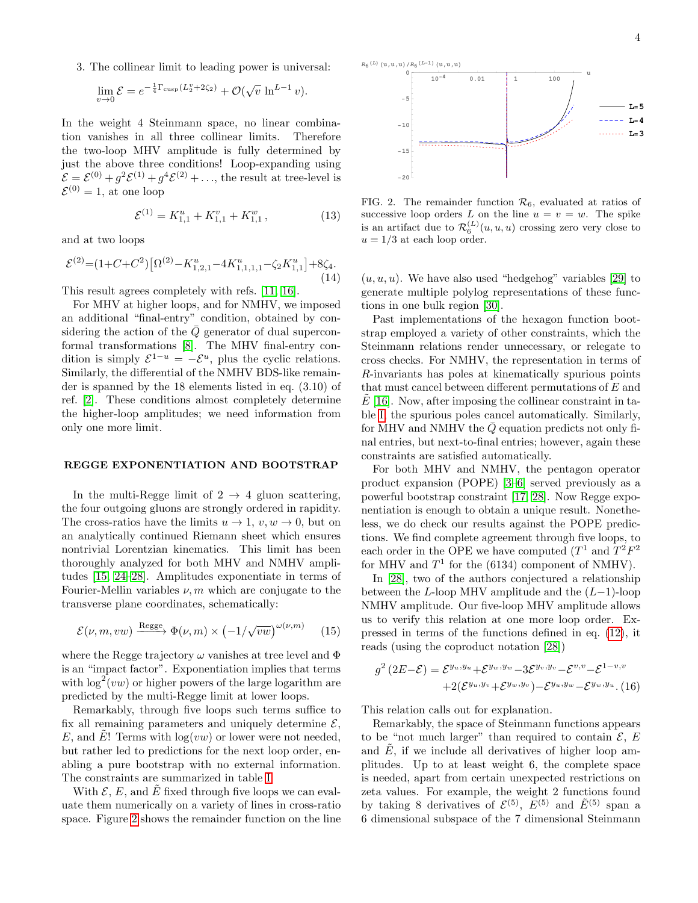3. The collinear limit to leading power is universal:

$$\lim_{v\to 0} \mathcal{E} = e^{-\frac{1}{4}\Gamma_{\rm cusp}(L_2^v+2\zeta_2)} + \mathcal{O}(\sqrt{v}\,\ln^{L-1} v).$$

In the weight 4 Steinmann space, no linear combination vanishes in all three collinear limits. Therefore the two-loop MHV amplitude is fully determined by just the above three conditions! Loop-expanding using $\mathcal{E} = \mathcal{E}^{(0)} + g^2\mathcal{E}^{(1)} + g^4\mathcal{E}^{(2)} + \ldots$, the result at tree-level is $\mathcal{E}^{(0)} = 1$, at one loop

$$\mathcal{E}^{(1)} = K^u_{1,1} + K^v_{1,1} + K^w_{1,1}\,, \tag{13}$$

and at two loops

$$\mathcal{E}^{(2)}=(1+C+C^2)\big[\Omega^{(2)}-K^u_{1,2,1}-4K^u_{1,1,1,1}-\zeta_2 K^u_{1,1}\big]+8\zeta_4. \tag{14}$$

This result agrees completely with refs. [11, 16].

For MHV at higher loops, and for NMHV, we imposed an additional "final-entry" condition, obtained by considering the action of the $\bar{Q}$ generator of dual superconformal transformations [8]. The MHV final-entry condition is simply $\mathcal{E}^{1-u} = -\mathcal{E}^u$, plus the cyclic relations. Similarly, the differential of the NMHV BDS-like remainder is spanned by the 18 elements listed in eq. (3.10) of ref. [2]. These conditions almost completely determine the higher-loop amplitudes; we need information from only one more limit.

## REGGE EXPONENTIATION AND BOOTSTRAP

In the multi-Regge limit of $2 \to 4$ gluon scattering, the four outgoing gluons are strongly ordered in rapidity. The cross-ratios have the limits $u \to 1$, $v, w \to 0$, but on an analytically continued Riemann sheet which ensures nontrivial Lorentzian kinematics. This limit has been thoroughly analyzed for both MHV and NMHV amplitudes [15, 24–28]. Amplitudes exponentiate in terms of Fourier-Mellin variables $\nu, m$ which are conjugate to the transverse plane coordinates, schematically:

$$\mathcal{E}(\nu, m, vw) \xrightarrow{\text{Regge}} \Phi(\nu, m) \times \left(-1/\sqrt{vw}\right)^{\omega(\nu,m)} \tag{15}$$

where the Regge trajectory $\omega$ vanishes at tree level and $\Phi$ is an "impact factor". Exponentiation implies that terms with $\log^2(vw)$ or higher powers of the large logarithm are predicted by the multi-Regge limit at lower loops.

Remarkably, through five loops such terms suffice to fix all remaining parameters and uniquely determine $\mathcal{E}$, $E$, and $\tilde{E}$! Terms with $\log(vw)$ or lower were not needed, but rather led to predictions for the next loop order, enabling a pure bootstrap with no external information. The constraints are summarized in table I.

With $\mathcal{E}$, $E$, and $\tilde{E}$ fixed through five loops we can evaluate them numerically on a variety of lines in cross-ratio space. Figure 2 shows the remainder function on the line $(u, u, u)$. We have also used "hedgehog" variables [29] to generate multiple polylog representations of these functions in one bulk region [30].

FIG. 2. The remainder function $\mathcal{R}_6$, evaluated at ratios of successive loop orders $L$ on the line $u = v = w$. The spike is an artifact due to $\mathcal{R}_6^{(L)}(u, u, u)$ crossing zero very close to $u = 1/3$ at each loop order.

Past implementations of the hexagon function bootstrap employed a variety of other constraints, which the Steinmann relations render unnecessary, or relegate to cross checks. For NMHV, the representation in terms of $R$-invariants has poles at kinematically spurious points that must cancel between different permutations of $E$ and $\tilde{E}$ [16]. Now, after imposing the collinear constraint in table I, the spurious poles cancel automatically. Similarly, for MHV and NMHV the $\bar{Q}$ equation predicts not only final entries, but next-to-final entries; however, again these constraints are satisfied automatically.

For both MHV and NMHV, the pentagon operator product expansion (POPE) [3–6] served previously as a powerful bootstrap constraint [17, 28]. Now Regge exponentiation is enough to obtain a unique result. Nonetheless, we do check our results against the POPE predictions. We find complete agreement through five loops, to each order in the OPE we have computed ($T^1$ and $T^2F^2$ for MHV and $T^1$ for the (6134) component of NMHV).

In [28], two of the authors conjectured a relationship between the $L$-loop MHV amplitude and the $(L-1)$-loop NMHV amplitude. Our five-loop MHV amplitude allows us to verify this relation at one more loop order. Expressed in terms of the functions defined in eq. (12), it reads (using the coproduct notation [28])

$$\begin{aligned} g^2\,(2E-\mathcal{E}) = {}& \mathcal{E}^{y_u,y_u}+\mathcal{E}^{y_w,y_w}-3\mathcal{E}^{y_v,y_v}-\mathcal{E}^{v,v}-\mathcal{E}^{1-v,v} \\ &+2(\mathcal{E}^{y_u,y_v}+\mathcal{E}^{y_w,y_v})-\mathcal{E}^{y_u,y_w}-\mathcal{E}^{y_w,y_u}. \end{aligned} \tag{16}$$

This relation calls out for explanation.

Remarkably, the space of Steinmann functions appears to be "not much larger" than required to contain $\mathcal{E}$, $E$ and $\tilde{E}$, if we include all derivatives of higher loop amplitudes. Up to at least weight 6, the complete space is needed, apart from certain unexpected restrictions on zeta values. For example, the weight 2 functions found by taking 8 derivatives of $\mathcal{E}^{(5)}$, $E^{(5)}$ and $\tilde{E}^{(5)}$ span a 6 dimensional subspace of the 7 dimensional Steinmann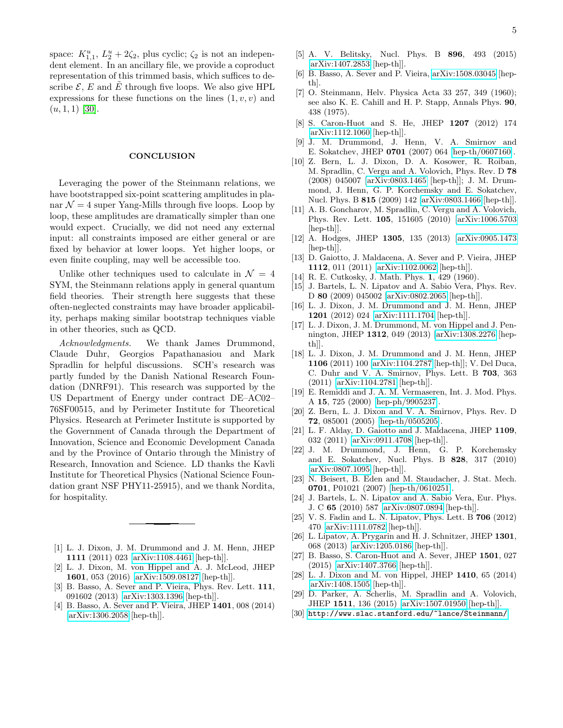space: $K^u_{1,1}$, $L^u_2 + 2\zeta_2$, plus cyclic; $\zeta_2$ is not an independent element. In an ancillary file, we provide a coproduct representation of this trimmed basis, which suffices to describe $\mathcal{E}$, $E$ and $\tilde{E}$ through five loops. We also give HPL expressions for these functions on the lines $(1, v, v)$ and $(u, 1, 1)$ [30].

## CONCLUSION

Leveraging the power of the Steinmann relations, we have bootstrapped six-point scattering amplitudes in planar $\mathcal{N} = 4$ super Yang-Mills through five loops. Loop by loop, these amplitudes are dramatically simpler than one would expect. Crucially, we did not need any external input: all constraints imposed are either general or are fixed by behavior at lower loops. Yet higher loops, or even finite coupling, may well be accessible too.

Unlike other techniques used to calculate in $\mathcal{N} = 4$ SYM, the Steinmann relations apply in general quantum field theories. Their strength here suggests that these often-neglected constraints may have broader applicability, perhaps making similar bootstrap techniques viable in other theories, such as QCD.

*Acknowledgments.* We thank James Drummond, Claude Duhr, Georgios Papathanasiou and Mark Spradlin for helpful discussions. SCH's research was partly funded by the Danish National Research Foundation (DNRF91). This research was supported by the US Department of Energy under contract DE–AC02–76SF00515, and by Perimeter Institute for Theoretical Physics. Research at Perimeter Institute is supported by the Government of Canada through the Department of Innovation, Science and Economic Development Canada and by the Province of Ontario through the Ministry of Research, Innovation and Science. LD thanks the Kavli Institute for Theoretical Physics (National Science Foundation grant NSF PHY11-25915), and we thank Nordita, for hospitality.

---

[1] L. J. Dixon, J. M. Drummond and J. M. Henn, JHEP **1111** (2011) 023 [arXiv:1108.4461 [hep-th]].

[2] L. J. Dixon, M. von Hippel and A. J. McLeod, JHEP **1601**, 053 (2016) [arXiv:1509.08127 [hep-th]].

[3] B. Basso, A. Sever and P. Vieira, Phys. Rev. Lett. **111**, 091602 (2013) [arXiv:1303.1396 [hep-th]].

[4] B. Basso, A. Sever and P. Vieira, JHEP **1401**, 008 (2014) [arXiv:1306.2058 [hep-th]].

[5] A. V. Belitsky, Nucl. Phys. B **896**, 493 (2015) [arXiv:1407.2853 [hep-th]].

[6] B. Basso, A. Sever and P. Vieira, arXiv:1508.03045 [hep-th].

[7] O. Steinmann, Helv. Physica Acta 33 257, 349 (1960); see also K. E. Cahill and H. P. Stapp, Annals Phys. **90**, 438 (1975).

[8] S. Caron-Huot and S. He, JHEP **1207** (2012) 174 [arXiv:1112.1060 [hep-th]].

[9] J. M. Drummond, J. Henn, V. A. Smirnov and E. Sokatchev, JHEP **0701** (2007) 064 [hep-th/0607160].

[10] Z. Bern, L. J. Dixon, D. A. Kosower, R. Roiban, M. Spradlin, C. Vergu and A. Volovich, Phys. Rev. D **78** (2008) 045007 [arXiv:0803.1465 [hep-th]]; J. M. Drummond, J. Henn, G. P. Korchemsky and E. Sokatchev, Nucl. Phys. B **815** (2009) 142 [arXiv:0803.1466 [hep-th]].

[11] A. B. Goncharov, M. Spradlin, C. Vergu and A. Volovich, Phys. Rev. Lett. **105**, 151605 (2010) [arXiv:1006.5703 [hep-th]].

[12] A. Hodges, JHEP **1305**, 135 (2013) [arXiv:0905.1473 [hep-th]].

[13] D. Gaiotto, J. Maldacena, A. Sever and P. Vieira, JHEP **1112**, 011 (2011) [arXiv:1102.0062 [hep-th]].

[14] R. E. Cutkosky, J. Math. Phys. **1**, 429 (1960).

[15] J. Bartels, L. N. Lipatov and A. Sabio Vera, Phys. Rev. D **80** (2009) 045002 [arXiv:0802.2065 [hep-th]].

[16] L. J. Dixon, J. M. Drummond and J. M. Henn, JHEP **1201** (2012) 024 [arXiv:1111.1704 [hep-th]].

[17] L. J. Dixon, J. M. Drummond, M. von Hippel and J. Pennington, JHEP **1312**, 049 (2013) [arXiv:1308.2276 [hep-th]].

[18] L. J. Dixon, J. M. Drummond and J. M. Henn, JHEP **1106** (2011) 100 [arXiv:1104.2787 [hep-th]]; V. Del Duca, C. Duhr and V. A. Smirnov, Phys. Lett. B **703**, 363 (2011) [arXiv:1104.2781 [hep-th]].

[19] E. Remiddi and J. A. M. Vermaseren, Int. J. Mod. Phys. A **15**, 725 (2000) [hep-ph/9905237].

[20] Z. Bern, L. J. Dixon and V. A. Smirnov, Phys. Rev. D **72**, 085001 (2005) [hep-th/0505205].

[21] L. F. Alday, D. Gaiotto and J. Maldacena, JHEP **1109**, 032 (2011) [arXiv:0911.4708 [hep-th]].

[22] J. M. Drummond, J. Henn, G. P. Korchemsky and E. Sokatchev, Nucl. Phys. B **828**, 317 (2010) [arXiv:0807.1095 [hep-th]].

[23] N. Beisert, B. Eden and M. Staudacher, J. Stat. Mech. **0701**, P01021 (2007) [hep-th/0610251].

[24] J. Bartels, L. N. Lipatov and A. Sabio Vera, Eur. Phys. J. C **65** (2010) 587 [arXiv:0807.0894 [hep-th]].

[25] V. S. Fadin and L. N. Lipatov, Phys. Lett. B **706** (2012) 470 [arXiv:1111.0782 [hep-th]].

[26] L. Lipatov, A. Prygarin and H. J. Schnitzer, JHEP **1301**, 068 (2013) [arXiv:1205.0186 [hep-th]].

[27] B. Basso, S. Caron-Huot and A. Sever, JHEP **1501**, 027 (2015) [arXiv:1407.3766 [hep-th]].

[28] L. J. Dixon and M. von Hippel, JHEP **1410**, 65 (2014) [arXiv:1408.1505 [hep-th]].

[29] D. Parker, A. Scherlis, M. Spradlin and A. Volovich, JHEP **1511**, 136 (2015) [arXiv:1507.01950 [hep-th]].

[30] http://www.slac.stanford.edu/~lance/Steinmann/